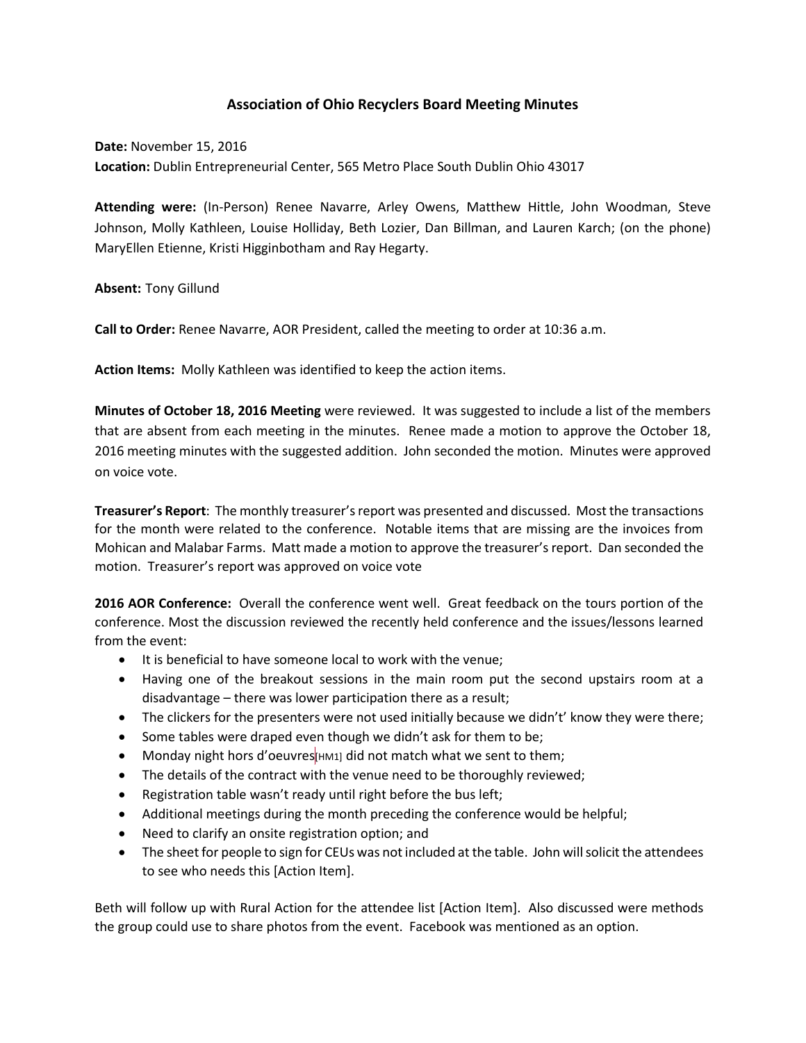# Association of Ohio Recyclers Board Meeting Minutes

**Date:** November 15, 2016
**Location:** Dublin Entrepreneurial Center, 565 Metro Place South Dublin Ohio 43017

**Attending were:** (In-Person) Renee Navarre, Arley Owens, Matthew Hittle, John Woodman, Steve Johnson, Molly Kathleen, Louise Holliday, Beth Lozier, Dan Billman, and Lauren Karch; (on the phone) MaryEllen Etienne, Kristi Higginbotham and Ray Hegarty.

**Absent:** Tony Gillund

**Call to Order:** Renee Navarre, AOR President, called the meeting to order at 10:36 a.m.

**Action Items:** Molly Kathleen was identified to keep the action items.

**Minutes of October 18, 2016 Meeting** were reviewed. It was suggested to include a list of the members that are absent from each meeting in the minutes. Renee made a motion to approve the October 18, 2016 meeting minutes with the suggested addition. John seconded the motion. Minutes were approved on voice vote.

**Treasurer's Report**: The monthly treasurer's report was presented and discussed. Most the transactions for the month were related to the conference. Notable items that are missing are the invoices from Mohican and Malabar Farms. Matt made a motion to approve the treasurer's report. Dan seconded the motion. Treasurer's report was approved on voice vote

**2016 AOR Conference:** Overall the conference went well. Great feedback on the tours portion of the conference. Most the discussion reviewed the recently held conference and the issues/lessons learned from the event:

- It is beneficial to have someone local to work with the venue;
- Having one of the breakout sessions in the main room put the second upstairs room at a disadvantage – there was lower participation there as a result;
- The clickers for the presenters were not used initially because we didn't' know they were there;
- Some tables were draped even though we didn't ask for them to be;
- Monday night hors d'oeuvres[HM1] did not match what we sent to them;
- The details of the contract with the venue need to be thoroughly reviewed;
- Registration table wasn't ready until right before the bus left;
- Additional meetings during the month preceding the conference would be helpful;
- Need to clarify an onsite registration option; and
- The sheet for people to sign for CEUs was not included at the table. John will solicit the attendees to see who needs this [Action Item].

Beth will follow up with Rural Action for the attendee list [Action Item]. Also discussed were methods the group could use to share photos from the event. Facebook was mentioned as an option.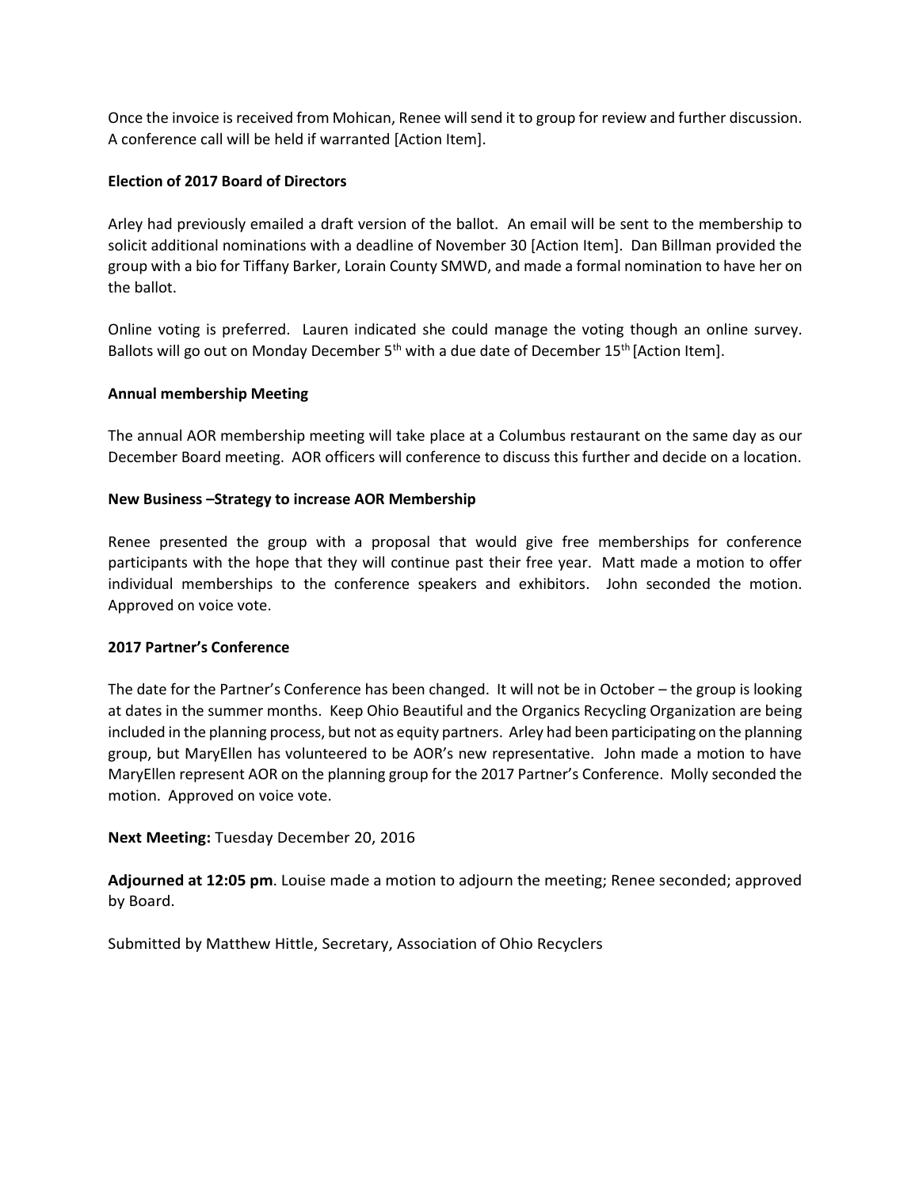Once the invoice is received from Mohican, Renee will send it to group for review and further discussion. A conference call will be held if warranted [Action Item].

**Election of 2017 Board of Directors**

Arley had previously emailed a draft version of the ballot. An email will be sent to the membership to solicit additional nominations with a deadline of November 30 [Action Item]. Dan Billman provided the group with a bio for Tiffany Barker, Lorain County SMWD, and made a formal nomination to have her on the ballot.

Online voting is preferred. Lauren indicated she could manage the voting though an online survey. Ballots will go out on Monday December 5th with a due date of December 15th [Action Item].

**Annual membership Meeting**

The annual AOR membership meeting will take place at a Columbus restaurant on the same day as our December Board meeting. AOR officers will conference to discuss this further and decide on a location.

**New Business –Strategy to increase AOR Membership**

Renee presented the group with a proposal that would give free memberships for conference participants with the hope that they will continue past their free year. Matt made a motion to offer individual memberships to the conference speakers and exhibitors. John seconded the motion. Approved on voice vote.

**2017 Partner's Conference**

The date for the Partner's Conference has been changed. It will not be in October – the group is looking at dates in the summer months. Keep Ohio Beautiful and the Organics Recycling Organization are being included in the planning process, but not as equity partners. Arley had been participating on the planning group, but MaryEllen has volunteered to be AOR's new representative. John made a motion to have MaryEllen represent AOR on the planning group for the 2017 Partner's Conference. Molly seconded the motion. Approved on voice vote.

**Next Meeting:** Tuesday December 20, 2016

**Adjourned at 12:05 pm**. Louise made a motion to adjourn the meeting; Renee seconded; approved by Board.

Submitted by Matthew Hittle, Secretary, Association of Ohio Recyclers